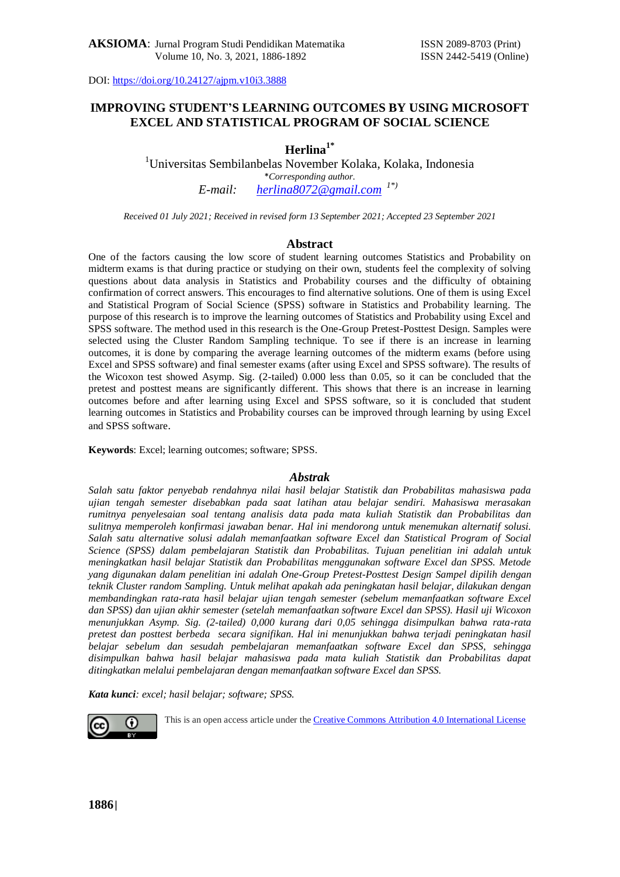DOI: https://doi.org/10.24127/ajpm.v10i3.3888

# IMPROVING STUDENT'S LEARNING OUTCOMES BY USING MICROSOFT EXCEL AND STATISTICAL PROGRAM OF SOCIAL SCIENCE

**Herlina**[1*]

[1]Universitas Sembilanbelas November Kolaka, Kolaka, Indonesia

*Corresponding author.

*E-mail:* herlina8072@gmail.com [1*)]

*Received 01 July 2021; Received in revised form 13 September 2021; Accepted 23 September 2021*

## Abstract

One of the factors causing the low score of student learning outcomes Statistics and Probability on midterm exams is that during practice or studying on their own, students feel the complexity of solving questions about data analysis in Statistics and Probability courses and the difficulty of obtaining confirmation of correct answers. This encourages to find alternative solutions. One of them is using Excel and Statistical Program of Social Science (SPSS) software in Statistics and Probability learning. The purpose of this research is to improve the learning outcomes of Statistics and Probability using Excel and SPSS software. The method used in this research is the One-Group Pretest-Posttest Design. Samples were selected using the Cluster Random Sampling technique. To see if there is an increase in learning outcomes, it is done by comparing the average learning outcomes of the midterm exams (before using Excel and SPSS software) and final semester exams (after using Excel and SPSS software). The results of the Wicoxon test showed Asymp. Sig. (2-tailed) 0.000 less than 0.05, so it can be concluded that the pretest and posttest means are significantly different. This shows that there is an increase in learning outcomes before and after learning using Excel and SPSS software, so it is concluded that student learning outcomes in Statistics and Probability courses can be improved through learning by using Excel and SPSS software.

**Keywords**: Excel; learning outcomes; software; SPSS.

## *Abstrak*

*Salah satu faktor penyebab rendahnya nilai hasil belajar Statistik dan Probabilitas mahasiswa pada ujian tengah semester disebabkan pada saat latihan atau belajar sendiri. Mahasiswa merasakan rumitnya penyelesaian soal tentang analisis data pada mata kuliah Statistik dan Probabilitas dan sulitnya memperoleh konfirmasi jawaban benar. Hal ini mendorong untuk menemukan alternatif solusi. Salah satu alternative solusi adalah memanfaatkan software Excel dan Statistical Program of Social Science (SPSS) dalam pembelajaran Statistik dan Probabilitas. Tujuan penelitian ini adalah untuk meningkatkan hasil belajar Statistik dan Probabilitas menggunakan software Excel dan SPSS. Metode yang digunakan dalam penelitian ini adalah One-Group Pretest-Posttest Design. Sampel dipilih dengan teknik Cluster random Sampling. Untuk melihat apakah ada peningkatan hasil belajar, dilakukan dengan membandingkan rata-rata hasil belajar ujian tengah semester (sebelum memanfaatkan software Excel dan SPSS) dan ujian akhir semester (setelah memanfaatkan software Excel dan SPSS). Hasil uji Wicoxon menunjukkan Asymp. Sig. (2-tailed) 0,000 kurang dari 0,05 sehingga disimpulkan bahwa rata-rata pretest dan posttest berbeda secara signifikan. Hal ini menunjukkan bahwa terjadi peningkatan hasil belajar sebelum dan sesudah pembelajaran memanfaatkan software Excel dan SPSS, sehingga disimpulkan bahwa hasil belajar mahasiswa pada mata kuliah Statistik dan Probabilitas dapat ditingkatkan melalui pembelajaran dengan memanfaatkan software Excel dan SPSS.*

***Kata kunci**: excel; hasil belajar; software; SPSS.*

This is an open access article under the Creative Commons Attribution 4.0 International License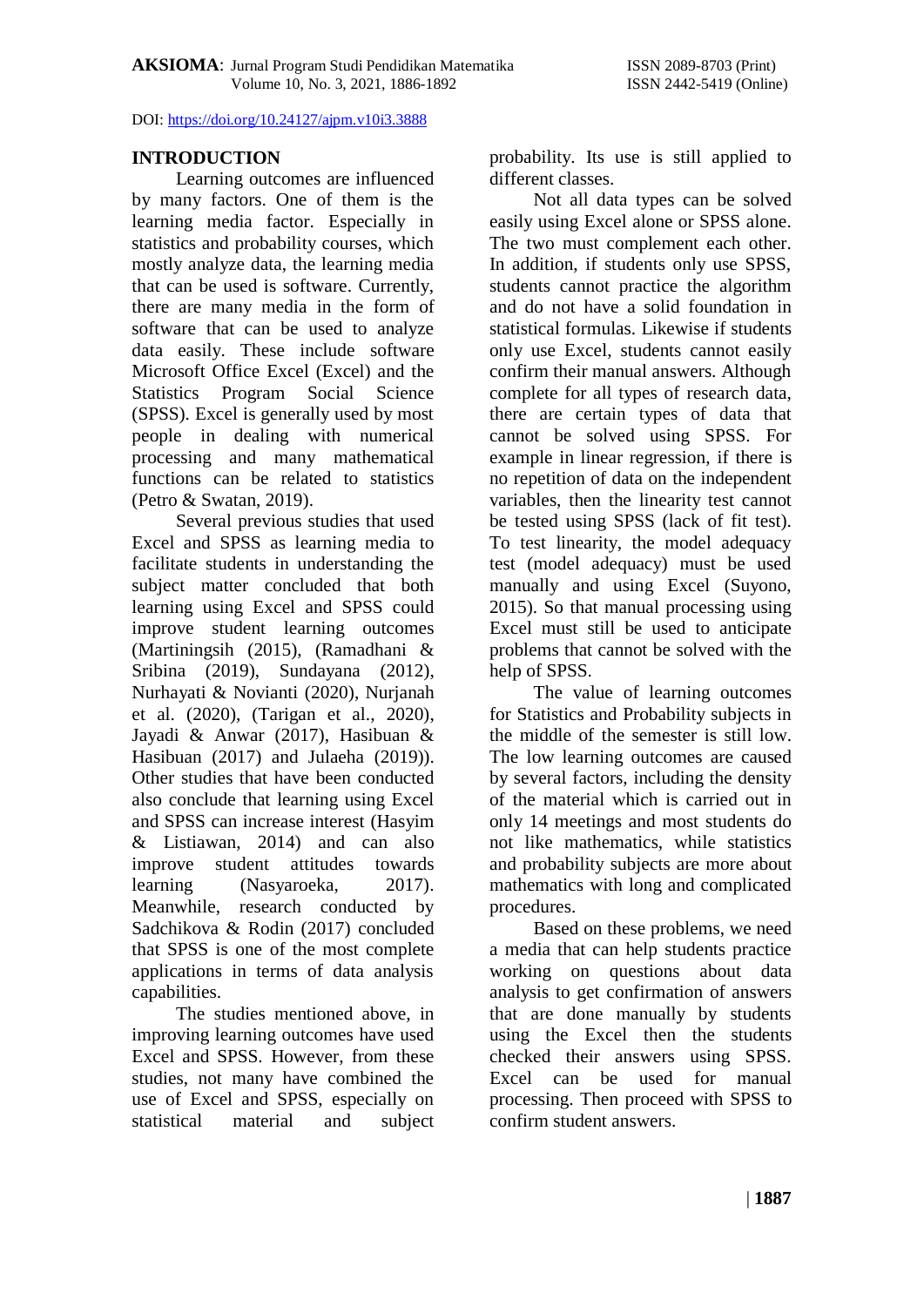## INTRODUCTION

Learning outcomes are influenced by many factors. One of them is the learning media factor. Especially in statistics and probability courses, which mostly analyze data, the learning media that can be used is software. Currently, there are many media in the form of software that can be used to analyze data easily. These include software Microsoft Office Excel (Excel) and the Statistics Program Social Science (SPSS). Excel is generally used by most people in dealing with numerical processing and many mathematical functions can be related to statistics (Petro & Swatan, 2019).

Several previous studies that used Excel and SPSS as learning media to facilitate students in understanding the subject matter concluded that both learning using Excel and SPSS could improve student learning outcomes (Martiningsih (2015), (Ramadhani & Sribina (2019), Sundayana (2012), Nurhayati & Novianti (2020), Nurjanah et al. (2020), (Tarigan et al., 2020), Jayadi & Anwar (2017), Hasibuan & Hasibuan (2017) and Julaeha (2019)). Other studies that have been conducted also conclude that learning using Excel and SPSS can increase interest (Hasyim & Listiawan, 2014) and can also improve student attitudes towards learning (Nasyaroeka, 2017). Meanwhile, research conducted by Sadchikova & Rodin (2017) concluded that SPSS is one of the most complete applications in terms of data analysis capabilities.

The studies mentioned above, in improving learning outcomes have used Excel and SPSS. However, from these studies, not many have combined the use of Excel and SPSS, especially on statistical material and subject probability. Its use is still applied to different classes.

Not all data types can be solved easily using Excel alone or SPSS alone. The two must complement each other. In addition, if students only use SPSS, students cannot practice the algorithm and do not have a solid foundation in statistical formulas. Likewise if students only use Excel, students cannot easily confirm their manual answers. Although complete for all types of research data, there are certain types of data that cannot be solved using SPSS. For example in linear regression, if there is no repetition of data on the independent variables, then the linearity test cannot be tested using SPSS (lack of fit test). To test linearity, the model adequacy test (model adequacy) must be used manually and using Excel (Suyono, 2015). So that manual processing using Excel must still be used to anticipate problems that cannot be solved with the help of SPSS.

The value of learning outcomes for Statistics and Probability subjects in the middle of the semester is still low. The low learning outcomes are caused by several factors, including the density of the material which is carried out in only 14 meetings and most students do not like mathematics, while statistics and probability subjects are more about mathematics with long and complicated procedures.

Based on these problems, we need a media that can help students practice working on questions about data analysis to get confirmation of answers that are done manually by students using the Excel then the students checked their answers using SPSS. Excel can be used for manual processing. Then proceed with SPSS to confirm student answers.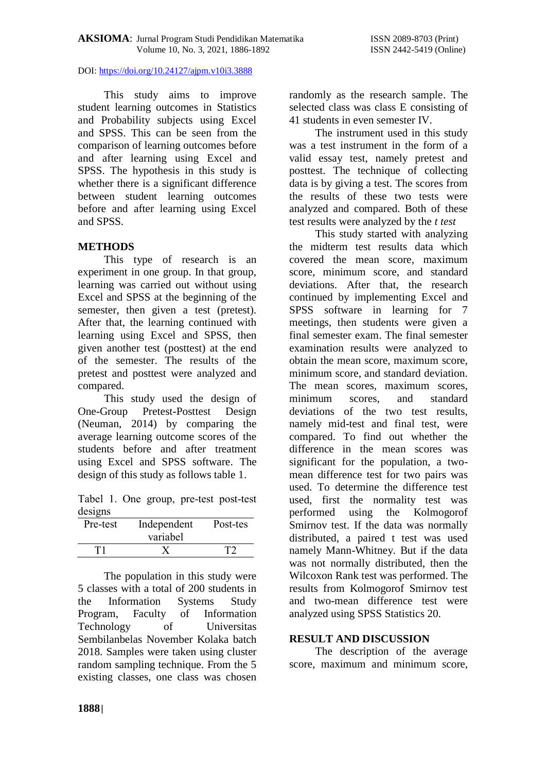This study aims to improve student learning outcomes in Statistics and Probability subjects using Excel and SPSS. This can be seen from the comparison of learning outcomes before and after learning using Excel and SPSS. The hypothesis in this study is whether there is a significant difference between student learning outcomes before and after learning using Excel and SPSS.

## METHODS

This type of research is an experiment in one group. In that group, learning was carried out without using Excel and SPSS at the beginning of the semester, then given a test (pretest). After that, the learning continued with learning using Excel and SPSS, then given another test (posttest) at the end of the semester. The results of the pretest and posttest were analyzed and compared.

This study used the design of One-Group Pretest-Posttest Design (Neuman, 2014) by comparing the average learning outcome scores of the students before and after treatment using Excel and SPSS software. The design of this study as follows table 1.

Tabel 1. One group, pre-test post-test designs

| Pre-test | Independent variabel | Post-tes |
|---|---|---|
| T1 | X | T2 |

The population in this study were 5 classes with a total of 200 students in the Information Systems Study Program, Faculty of Information Technology of Universitas Sembilanbelas November Kolaka batch 2018. Samples were taken using cluster random sampling technique. From the 5 existing classes, one class was chosen randomly as the research sample. The selected class was class E consisting of 41 students in even semester IV.

The instrument used in this study was a test instrument in the form of a valid essay test, namely pretest and posttest. The technique of collecting data is by giving a test. The scores from the results of these two tests were analyzed and compared. Both of these test results were analyzed by the *t test*

This study started with analyzing the midterm test results data which covered the mean score, maximum score, minimum score, and standard deviations. After that, the research continued by implementing Excel and SPSS software in learning for 7 meetings, then students were given a final semester exam. The final semester examination results were analyzed to obtain the mean score, maximum score, minimum score, and standard deviation. The mean scores, maximum scores, minimum scores, and standard deviations of the two test results, namely mid-test and final test, were compared. To find out whether the difference in the mean scores was significant for the population, a two-mean difference test for two pairs was used. To determine the difference test used, first the normality test was performed using the Kolmogorof Smirnov test. If the data was normally distributed, a paired t test was used namely Mann-Whitney. But if the data was not normally distributed, then the Wilcoxon Rank test was performed. The results from Kolmogorof Smirnov test and two-mean difference test were analyzed using SPSS Statistics 20.

## RESULT AND DISCUSSION

The description of the average score, maximum and minimum score,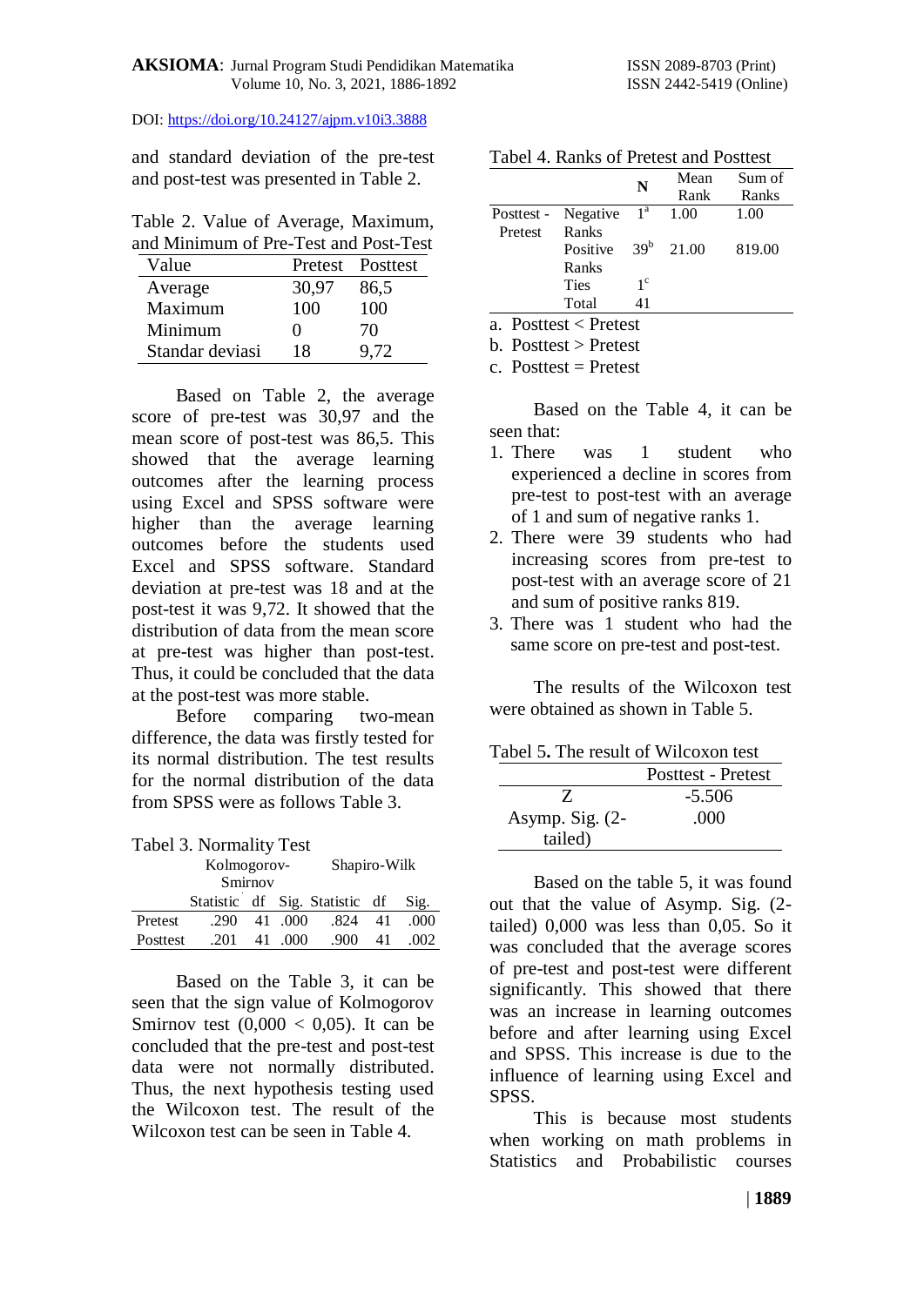and standard deviation of the pre-test and post-test was presented in Table 2.

Table 2. Value of Average, Maximum, and Minimum of Pre-Test and Post-Test

| Value | Pretest | Posttest |
|---|---|---|
| Average | 30,97 | 86,5 |
| Maximum | 100 | 100 |
| Minimum | 0 | 70 |
| Standar deviasi | 18 | 9,72 |

Based on Table 2, the average score of pre-test was 30,97 and the mean score of post-test was 86,5. This showed that the average learning outcomes after the learning process using Excel and SPSS software were higher than the average learning outcomes before the students used Excel and SPSS software. Standard deviation at pre-test was 18 and at the post-test it was 9,72. It showed that the distribution of data from the mean score at pre-test was higher than post-test. Thus, it could be concluded that the data at the post-test was more stable.

Before comparing two-mean difference, the data was firstly tested for its normal distribution. The test results for the normal distribution of the data from SPSS were as follows Table 3.

Tabel 3. Normality Test

| | Kolmogorov-Smirnov | | | Shapiro-Wilk | | |
|---|---|---|---|---|---|---|
| | Statistic | df | Sig. | Statistic | df | Sig. |
| Pretest | .290 | 41 | .000 | .824 | 41 | .000 |
| Posttest | .201 | 41 | .000 | .900 | 41 | .002 |

Based on the Table 3, it can be seen that the sign value of Kolmogorov Smirnov test (0,000 < 0,05). It can be concluded that the pre-test and post-test data were not normally distributed. Thus, the next hypothesis testing used the Wilcoxon test. The result of the Wilcoxon test can be seen in Table 4.

Tabel 4. Ranks of Pretest and Posttest

| | | N | Mean Rank | Sum of Ranks |
|---|---|---|---|---|
| Posttest - Pretest | Negative Ranks | 1[a] | 1.00 | 1.00 |
| | Positive Ranks | 39[b] | 21.00 | 819.00 |
| | Ties | 1[c] | | |
| | Total | 41 | | |

a. Posttest < Pretest
b. Posttest > Pretest
c. Posttest = Pretest

Based on the Table 4, it can be seen that:

1. There was 1 student who experienced a decline in scores from pre-test to post-test with an average of 1 and sum of negative ranks 1.
2. There were 39 students who had increasing scores from pre-test to post-test with an average score of 21 and sum of positive ranks 819.
3. There was 1 student who had the same score on pre-test and post-test.

The results of the Wilcoxon test were obtained as shown in Table 5.

Tabel 5. The result of Wilcoxon test

| | Posttest - Pretest |
|---|---|
| Z | -5.506 |
| Asymp. Sig. (2-tailed) | .000 |

Based on the table 5, it was found out that the value of Asymp. Sig. (2-tailed) 0,000 was less than 0,05. So it was concluded that the average scores of pre-test and post-test were different significantly. This showed that there was an increase in learning outcomes before and after learning using Excel and SPSS. This increase is due to the influence of learning using Excel and SPSS.

This is because most students when working on math problems in Statistics and Probabilistic courses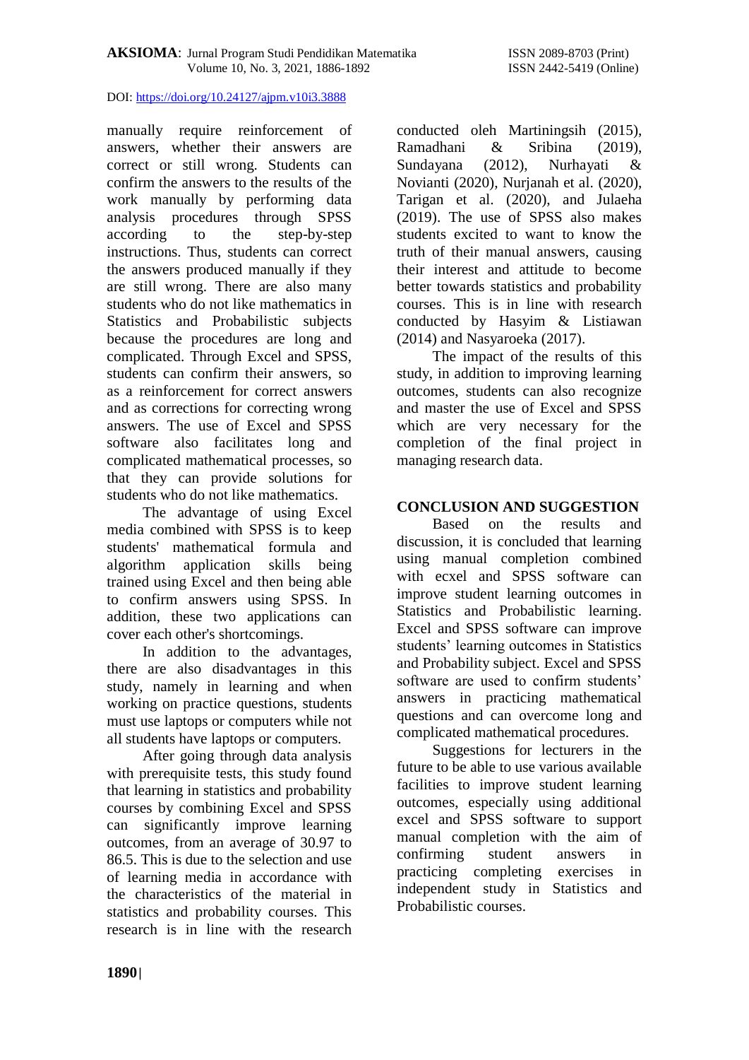manually require reinforcement of answers, whether their answers are correct or still wrong. Students can confirm the answers to the results of the work manually by performing data analysis procedures through SPSS according to the step-by-step instructions. Thus, students can correct the answers produced manually if they are still wrong. There are also many students who do not like mathematics in Statistics and Probabilistic subjects because the procedures are long and complicated. Through Excel and SPSS, students can confirm their answers, so as a reinforcement for correct answers and as corrections for correcting wrong answers. The use of Excel and SPSS software also facilitates long and complicated mathematical processes, so that they can provide solutions for students who do not like mathematics.

The advantage of using Excel media combined with SPSS is to keep students' mathematical formula and algorithm application skills being trained using Excel and then being able to confirm answers using SPSS. In addition, these two applications can cover each other's shortcomings.

In addition to the advantages, there are also disadvantages in this study, namely in learning and when working on practice questions, students must use laptops or computers while not all students have laptops or computers.

After going through data analysis with prerequisite tests, this study found that learning in statistics and probability courses by combining Excel and SPSS can significantly improve learning outcomes, from an average of 30.97 to 86.5. This is due to the selection and use of learning media in accordance with the characteristics of the material in statistics and probability courses. This research is in line with the research conducted oleh Martiningsih (2015), Ramadhani & Sribina (2019), Sundayana (2012), Nurhayati & Novianti (2020), Nurjanah et al. (2020), Tarigan et al. (2020), and Julaeha (2019). The use of SPSS also makes students excited to want to know the truth of their manual answers, causing their interest and attitude to become better towards statistics and probability courses. This is in line with research conducted by Hasyim & Listiawan (2014) and Nasyaroeka (2017).

The impact of the results of this study, in addition to improving learning outcomes, students can also recognize and master the use of Excel and SPSS which are very necessary for the completion of the final project in managing research data.

## CONCLUSION AND SUGGESTION

Based on the results and discussion, it is concluded that learning using manual completion combined with ecxel and SPSS software can improve student learning outcomes in Statistics and Probabilistic learning. Excel and SPSS software can improve students' learning outcomes in Statistics and Probability subject. Excel and SPSS software are used to confirm students' answers in practicing mathematical questions and can overcome long and complicated mathematical procedures.

Suggestions for lecturers in the future to be able to use various available facilities to improve student learning outcomes, especially using additional excel and SPSS software to support manual completion with the aim of confirming student answers in practicing completing exercises in independent study in Statistics and Probabilistic courses.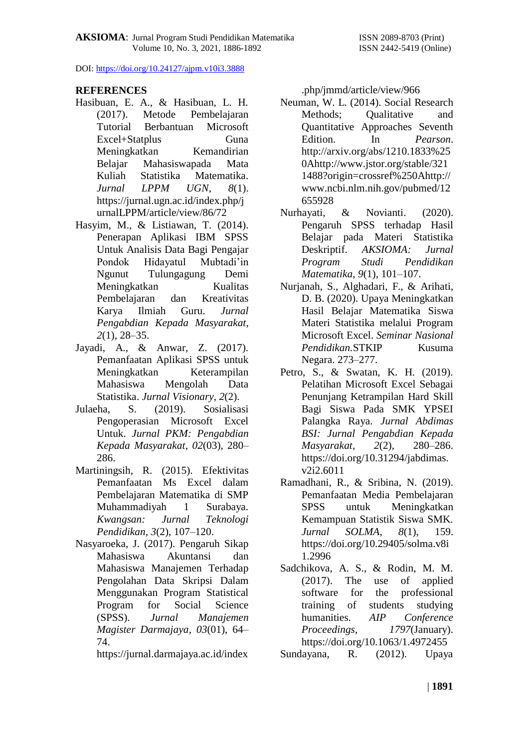## REFERENCES

Hasibuan, E. A., & Hasibuan, L. H. (2017). Metode Pembelajaran Tutorial Berbantuan Microsoft Excel+Statplus Guna Meningkatkan Kemandirian Belajar Mahasiswapada Mata Kuliah Statistika Matematika. *Jurnal LPPM UGN*, *8*(1). https://jurnal.ugn.ac.id/index.php/jurnalLPPM/article/view/86/72

Hasyim, M., & Listiawan, T. (2014). Penerapan Aplikasi IBM SPSS Untuk Analisis Data Bagi Pengajar Pondok Hidayatul Mubtadi'in Ngunut Tulungagung Demi Meningkatkan Kualitas Pembelajaran dan Kreativitas Karya Ilmiah Guru. *Jurnal Pengabdian Kepada Masyarakat*, *2*(1), 28–35.

Jayadi, A., & Anwar, Z. (2017). Pemanfaatan Aplikasi SPSS untuk Meningkatkan Keterampilan Mahasiswa Mengolah Data Statistika. *Jurnal Visionary*, *2*(2).

Julaeha, S. (2019). Sosialisasi Pengoperasian Microsoft Excel Untuk. *Jurnal PKM: Pengabdian Kepada Masyarakat*, *02*(03), 280–286.

Martiningsih, R. (2015). Efektivitas Pemanfaatan Ms Excel dalam Pembelajaran Matematika di SMP Muhammadiyah 1 Surabaya. *Kwangsan: Jurnal Teknologi Pendidikan*, *3*(2), 107–120.

Nasyaroeka, J. (2017). Pengaruh Sikap Mahasiswa Akuntansi dan Mahasiswa Manajemen Terhadap Pengolahan Data Skripsi Dalam Menggunakan Program Statistical Program for Social Science (SPSS). *Jurnal Manajemen Magister Darmajaya*, *03*(01), 64–74. https://jurnal.darmajaya.ac.id/index.php/jmmd/article/view/966

Neuman, W. L. (2014). Social Research Methods; Qualitative and Quantitative Approaches Seventh Edition. In *Pearson*. http://arxiv.org/abs/1210.1833%250Ahttp://www.jstor.org/stable/3211488?origin=crossref%250Ahttp://www.ncbi.nlm.nih.gov/pubmed/12655928

Nurhayati, & Novianti. (2020). Pengaruh SPSS terhadap Hasil Belajar pada Materi Statistika Deskriptif. *AKSIOMA: Jurnal Program Studi Pendidikan Matematika*, *9*(1), 101–107.

Nurjanah, S., Alghadari, F., & Arihati, D. B. (2020). Upaya Meningkatkan Hasil Belajar Matematika Siswa Materi Statistika melalui Program Microsoft Excel. *Seminar Nasional Pendidikan.*STKIP Kusuma Negara. 273–277.

Petro, S., & Swatan, K. H. (2019). Pelatihan Microsoft Excel Sebagai Penunjang Ketrampilan Hard Skill Bagi Siswa Pada SMK YPSEI Palangka Raya. *Jurnal Abdimas BSI: Jurnal Pengabdian Kepada Masyarakat*, *2*(2), 280–286. https://doi.org/10.31294/jabdimas.v2i2.6011

Ramadhani, R., & Sribina, N. (2019). Pemanfaatan Media Pembelajaran SPSS untuk Meningkatkan Kemampuan Statistik Siswa SMK. *Jurnal SOLMA*, *8*(1), 159. https://doi.org/10.29405/solma.v8i1.2996

Sadchikova, A. S., & Rodin, M. M. (2017). The use of applied software for the professional training of students studying humanities. *AIP Conference Proceedings*, *1797*(January). https://doi.org/10.1063/1.4972455

Sundayana, R. (2012). Upaya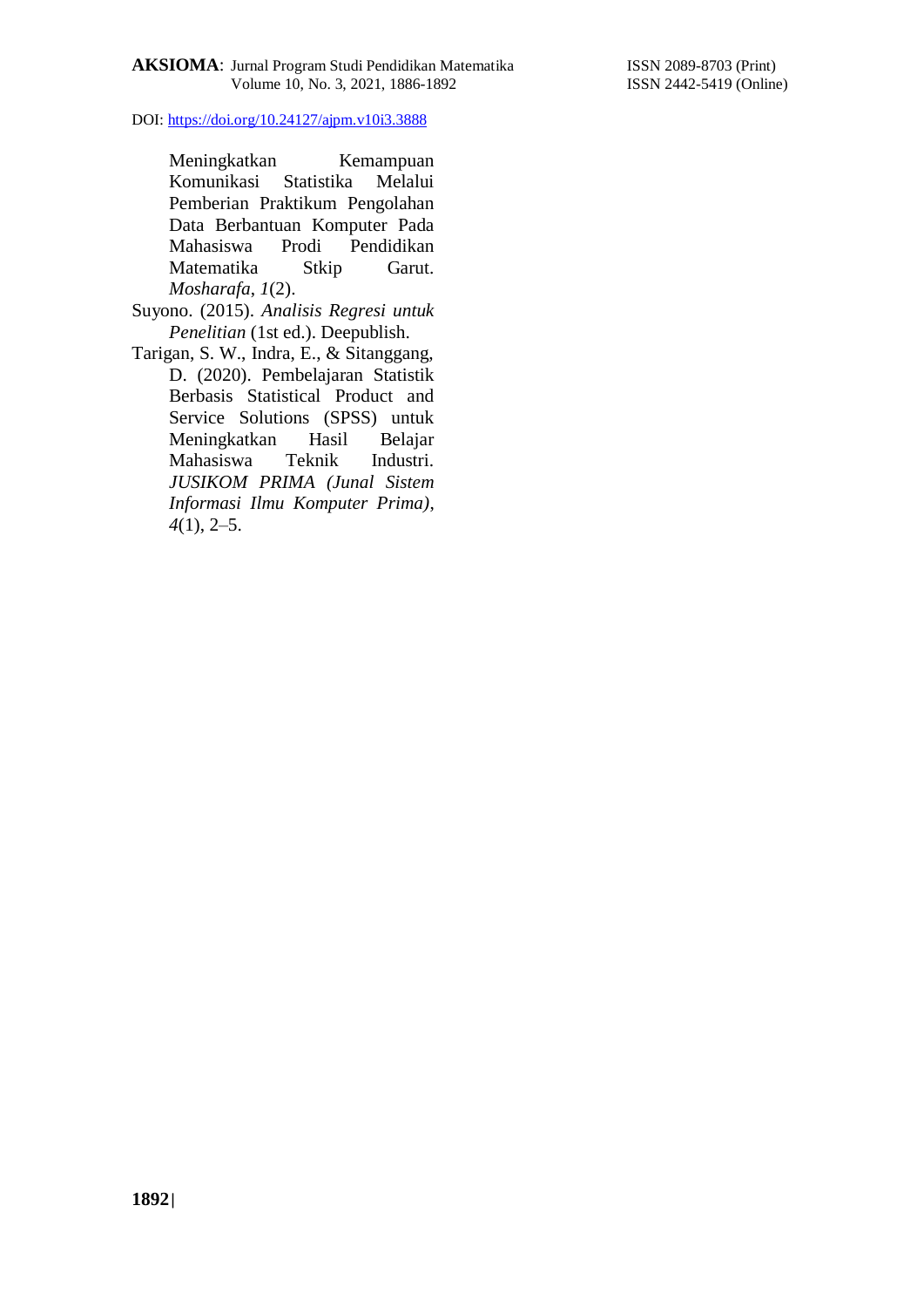Meningkatkan Kemampuan Komunikasi Statistika Melalui Pemberian Praktikum Pengolahan Data Berbantuan Komputer Pada Mahasiswa Prodi Pendidikan Matematika Stkip Garut. *Mosharafa*, *1*(2).

Suyono. (2015). *Analisis Regresi untuk Penelitian* (1st ed.). Deepublish.

Tarigan, S. W., Indra, E., & Sitanggang, D. (2020). Pembelajaran Statistik Berbasis Statistical Product and Service Solutions (SPSS) untuk Meningkatkan Hasil Belajar Mahasiswa Teknik Industri. *JUSIKOM PRIMA (Junal Sistem Informasi Ilmu Komputer Prima)*, *4*(1), 2–5.